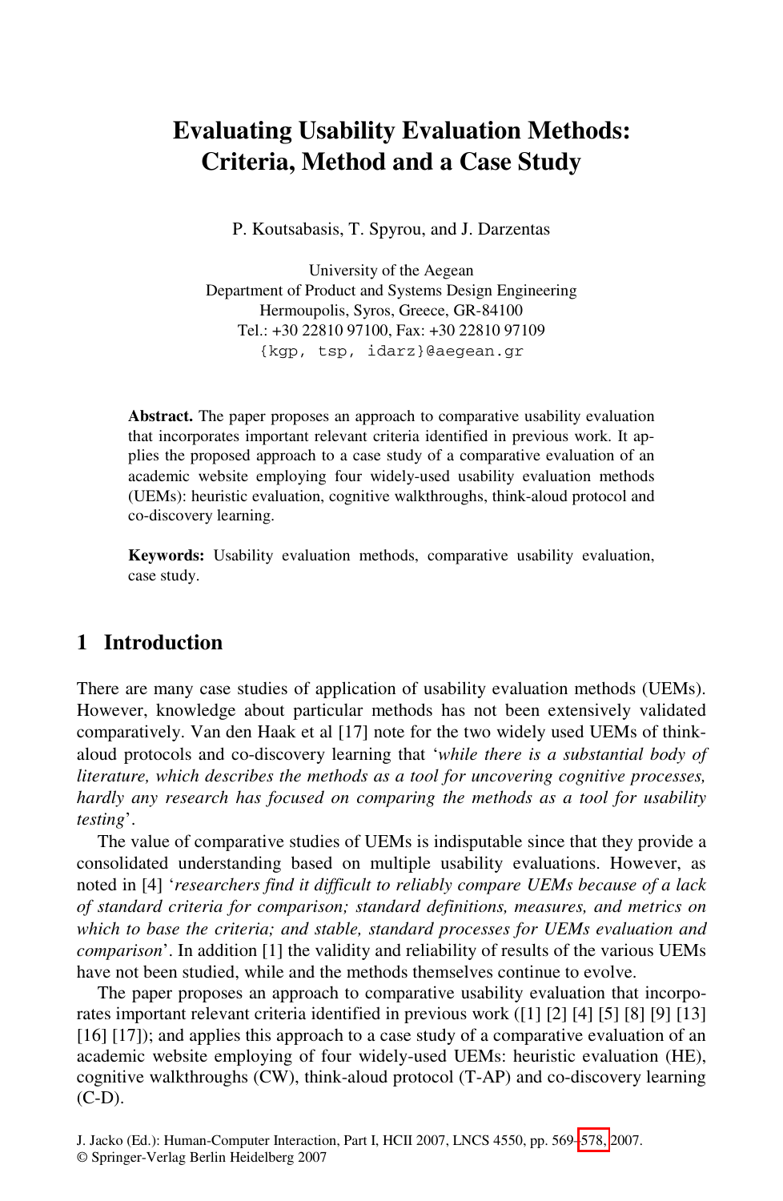# Evaluating Usability Evaluation Methods: Criteria, Method and a Case Study

P. Koutsabasis, T. Spyrou, and J. Darzentas

University of the Aegean
Department of Product and Systems Design Engineering
Hermoupolis, Syros, Greece, GR-84100
Tel.: +30 22810 97100, Fax: +30 22810 97109
{kgp, tsp, idarz}@aegean.gr

**Abstract.** The paper proposes an approach to comparative usability evaluation that incorporates important relevant criteria identified in previous work. It applies the proposed approach to a case study of a comparative evaluation of an academic website employing four widely-used usability evaluation methods (UEMs): heuristic evaluation, cognitive walkthroughs, think-aloud protocol and co-discovery learning.

**Keywords:** Usability evaluation methods, comparative usability evaluation, case study.

## 1 Introduction

There are many case studies of application of usability evaluation methods (UEMs). However, knowledge about particular methods has not been extensively validated comparatively. Van den Haak et al [17] note for the two widely used UEMs of think-aloud protocols and co-discovery learning that '*while there is a substantial body of literature, which describes the methods as a tool for uncovering cognitive processes, hardly any research has focused on comparing the methods as a tool for usability testing*'.

The value of comparative studies of UEMs is indisputable since that they provide a consolidated understanding based on multiple usability evaluations. However, as noted in [4] '*researchers find it difficult to reliably compare UEMs because of a lack of standard criteria for comparison; standard definitions, measures, and metrics on which to base the criteria; and stable, standard processes for UEMs evaluation and comparison*'. In addition [1] the validity and reliability of results of the various UEMs have not been studied, while and the methods themselves continue to evolve.

The paper proposes an approach to comparative usability evaluation that incorporates important relevant criteria identified in previous work ([1] [2] [4] [5] [8] [9] [13] [16] [17]); and applies this approach to a case study of a comparative evaluation of an academic website employing of four widely-used UEMs: heuristic evaluation (HE), cognitive walkthroughs (CW), think-aloud protocol (T-AP) and co-discovery learning (C-D).

J. Jacko (Ed.): Human-Computer Interaction, Part I, HCII 2007, LNCS 4550, pp. 569–578, 2007.
© Springer-Verlag Berlin Heidelberg 2007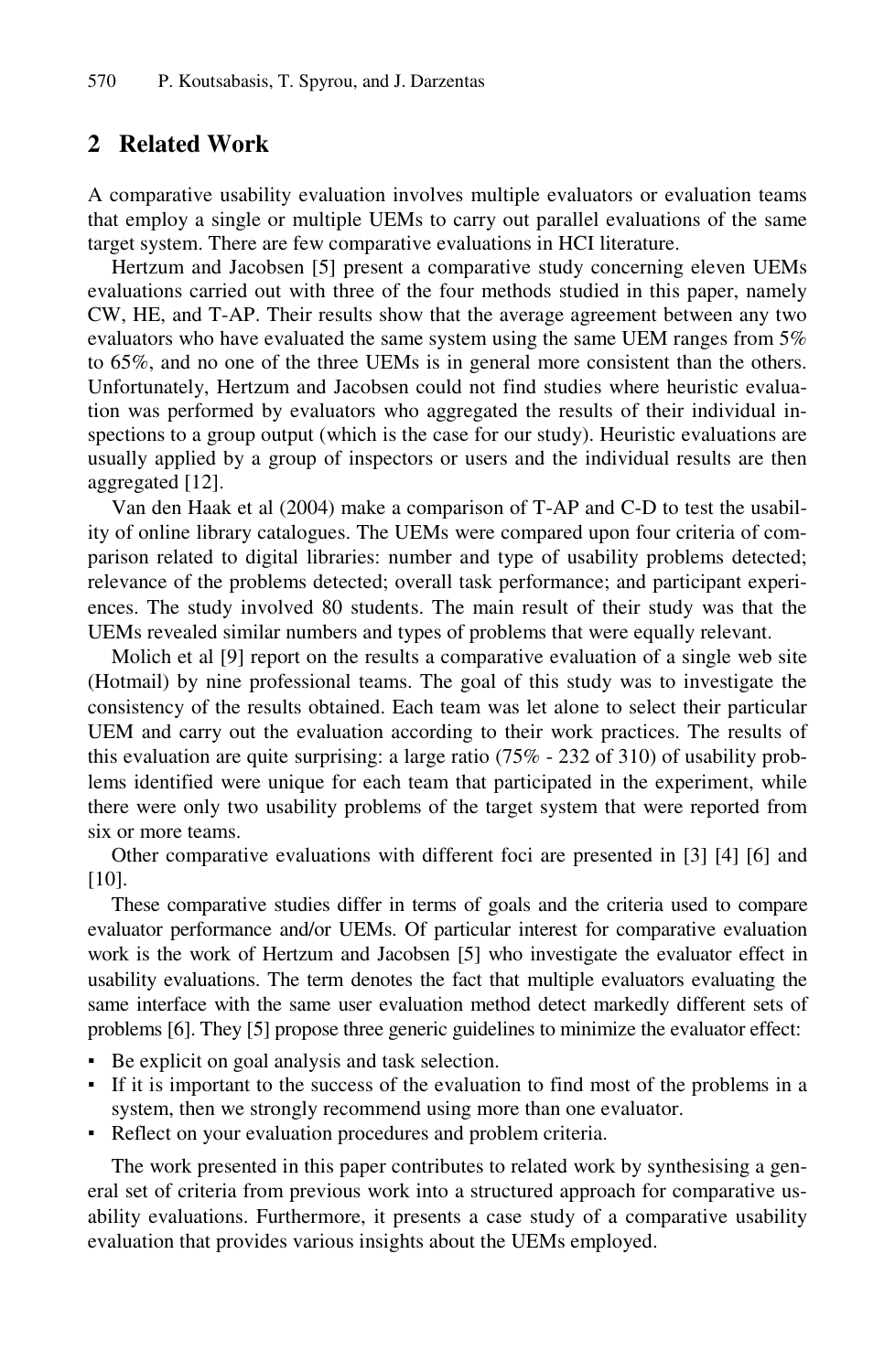## 2 Related Work

A comparative usability evaluation involves multiple evaluators or evaluation teams that employ a single or multiple UEMs to carry out parallel evaluations of the same target system. There are few comparative evaluations in HCI literature.

Hertzum and Jacobsen [5] present a comparative study concerning eleven UEMs evaluations carried out with three of the four methods studied in this paper, namely CW, HE, and T-AP. Their results show that the average agreement between any two evaluators who have evaluated the same system using the same UEM ranges from 5% to 65%, and no one of the three UEMs is in general more consistent than the others. Unfortunately, Hertzum and Jacobsen could not find studies where heuristic evaluation was performed by evaluators who aggregated the results of their individual inspections to a group output (which is the case for our study). Heuristic evaluations are usually applied by a group of inspectors or users and the individual results are then aggregated [12].

Van den Haak et al (2004) make a comparison of T-AP and C-D to test the usability of online library catalogues. The UEMs were compared upon four criteria of comparison related to digital libraries: number and type of usability problems detected; relevance of the problems detected; overall task performance; and participant experiences. The study involved 80 students. The main result of their study was that the UEMs revealed similar numbers and types of problems that were equally relevant.

Molich et al [9] report on the results a comparative evaluation of a single web site (Hotmail) by nine professional teams. The goal of this study was to investigate the consistency of the results obtained. Each team was let alone to select their particular UEM and carry out the evaluation according to their work practices. The results of this evaluation are quite surprising: a large ratio (75% - 232 of 310) of usability problems identified were unique for each team that participated in the experiment, while there were only two usability problems of the target system that were reported from six or more teams.

Other comparative evaluations with different foci are presented in [3] [4] [6] and [10].

These comparative studies differ in terms of goals and the criteria used to compare evaluator performance and/or UEMs. Of particular interest for comparative evaluation work is the work of Hertzum and Jacobsen [5] who investigate the evaluator effect in usability evaluations. The term denotes the fact that multiple evaluators evaluating the same interface with the same user evaluation method detect markedly different sets of problems [6]. They [5] propose three generic guidelines to minimize the evaluator effect:

- Be explicit on goal analysis and task selection.
- If it is important to the success of the evaluation to find most of the problems in a system, then we strongly recommend using more than one evaluator.
- Reflect on your evaluation procedures and problem criteria.

The work presented in this paper contributes to related work by synthesising a general set of criteria from previous work into a structured approach for comparative usability evaluations. Furthermore, it presents a case study of a comparative usability evaluation that provides various insights about the UEMs employed.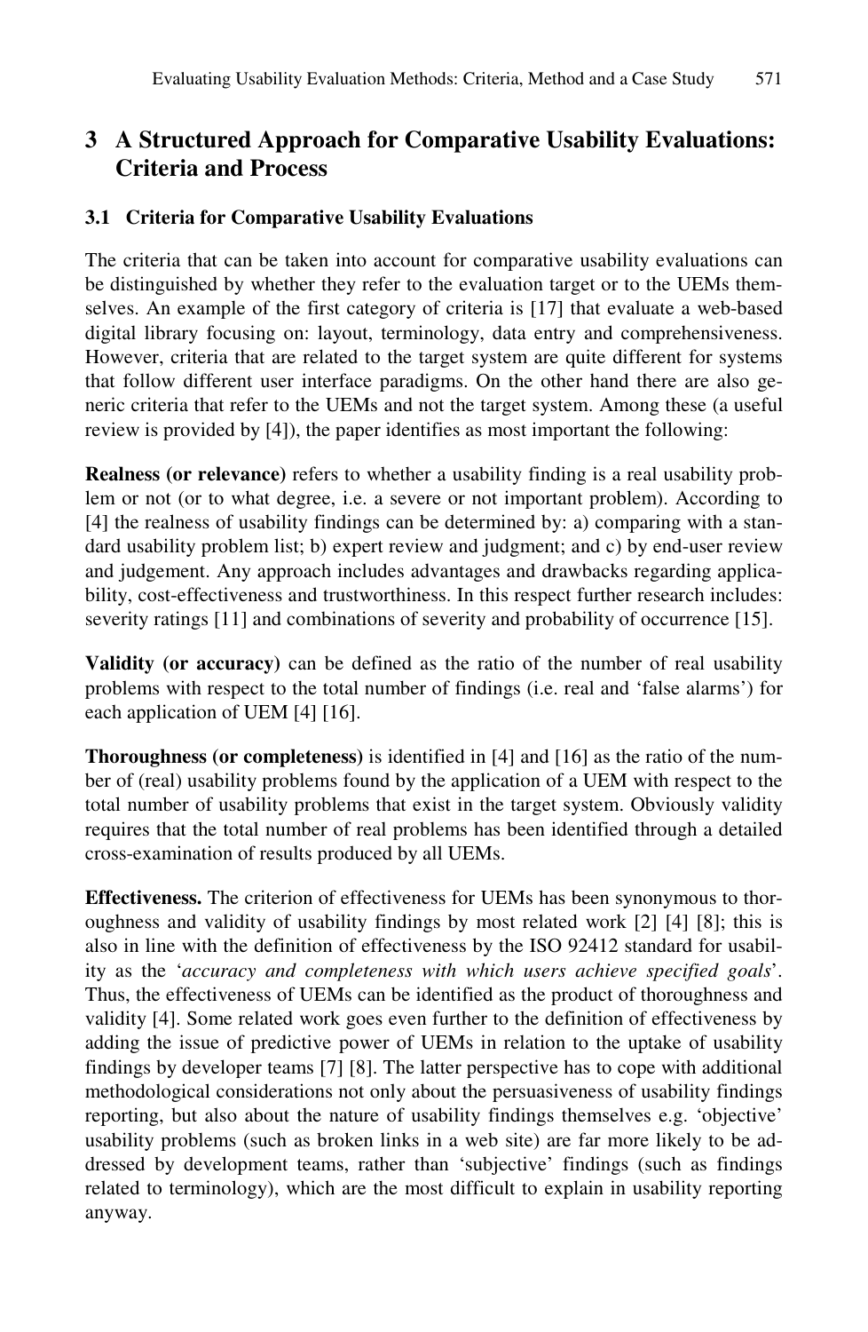## 3 A Structured Approach for Comparative Usability Evaluations: Criteria and Process

### 3.1 Criteria for Comparative Usability Evaluations

The criteria that can be taken into account for comparative usability evaluations can be distinguished by whether they refer to the evaluation target or to the UEMs themselves. An example of the first category of criteria is [17] that evaluate a web-based digital library focusing on: layout, terminology, data entry and comprehensiveness. However, criteria that are related to the target system are quite different for systems that follow different user interface paradigms. On the other hand there are also generic criteria that refer to the UEMs and not the target system. Among these (a useful review is provided by [4]), the paper identifies as most important the following:

**Realness (or relevance)** refers to whether a usability finding is a real usability problem or not (or to what degree, i.e. a severe or not important problem). According to [4] the realness of usability findings can be determined by: a) comparing with a standard usability problem list; b) expert review and judgment; and c) by end-user review and judgement. Any approach includes advantages and drawbacks regarding applicability, cost-effectiveness and trustworthiness. In this respect further research includes: severity ratings [11] and combinations of severity and probability of occurrence [15].

**Validity (or accuracy)** can be defined as the ratio of the number of real usability problems with respect to the total number of findings (i.e. real and 'false alarms') for each application of UEM [4] [16].

**Thoroughness (or completeness)** is identified in [4] and [16] as the ratio of the number of (real) usability problems found by the application of a UEM with respect to the total number of usability problems that exist in the target system. Obviously validity requires that the total number of real problems has been identified through a detailed cross-examination of results produced by all UEMs.

**Effectiveness.** The criterion of effectiveness for UEMs has been synonymous to thoroughness and validity of usability findings by most related work [2] [4] [8]; this is also in line with the definition of effectiveness by the ISO 92412 standard for usability as the '*accuracy and completeness with which users achieve specified goals*'. Thus, the effectiveness of UEMs can be identified as the product of thoroughness and validity [4]. Some related work goes even further to the definition of effectiveness by adding the issue of predictive power of UEMs in relation to the uptake of usability findings by developer teams [7] [8]. The latter perspective has to cope with additional methodological considerations not only about the persuasiveness of usability findings reporting, but also about the nature of usability findings themselves e.g. 'objective' usability problems (such as broken links in a web site) are far more likely to be addressed by development teams, rather than 'subjective' findings (such as findings related to terminology), which are the most difficult to explain in usability reporting anyway.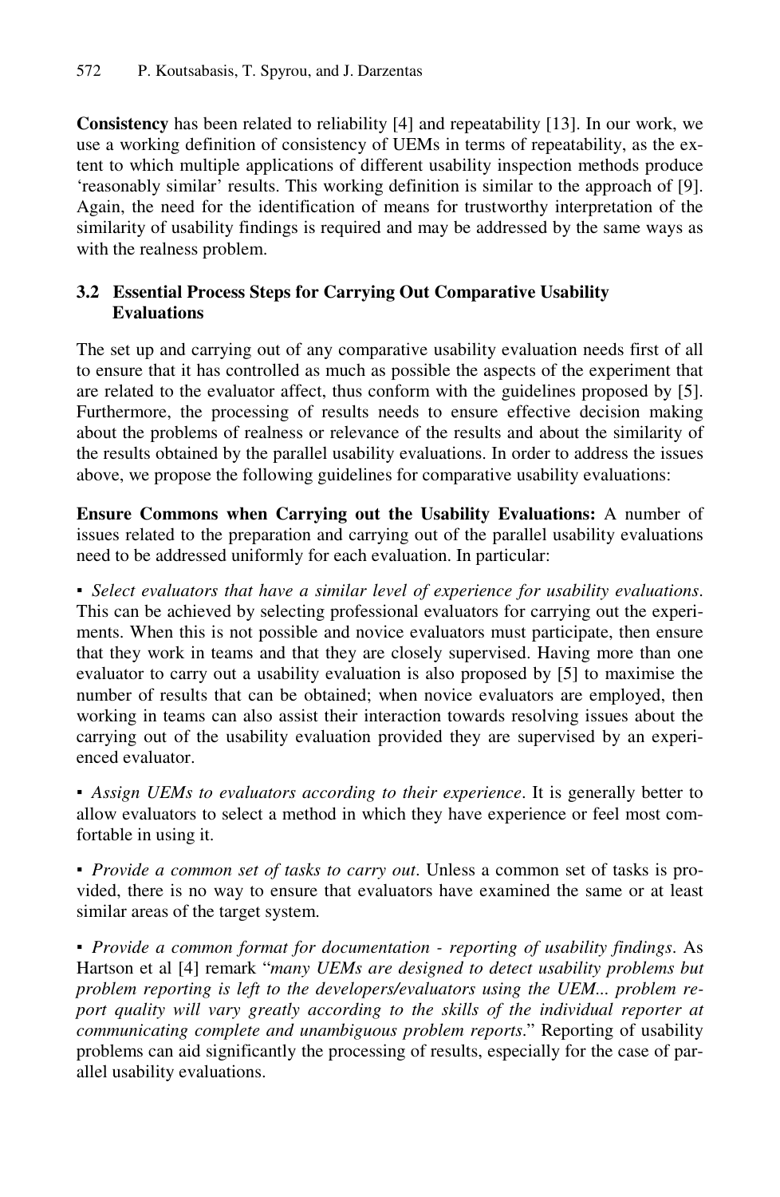**Consistency** has been related to reliability [4] and repeatability [13]. In our work, we use a working definition of consistency of UEMs in terms of repeatability, as the extent to which multiple applications of different usability inspection methods produce 'reasonably similar' results. This working definition is similar to the approach of [9]. Again, the need for the identification of means for trustworthy interpretation of the similarity of usability findings is required and may be addressed by the same ways as with the realness problem.

### 3.2 Essential Process Steps for Carrying Out Comparative Usability Evaluations

The set up and carrying out of any comparative usability evaluation needs first of all to ensure that it has controlled as much as possible the aspects of the experiment that are related to the evaluator affect, thus conform with the guidelines proposed by [5]. Furthermore, the processing of results needs to ensure effective decision making about the problems of realness or relevance of the results and about the similarity of the results obtained by the parallel usability evaluations. In order to address the issues above, we propose the following guidelines for comparative usability evaluations:

**Ensure Commons when Carrying out the Usability Evaluations:** A number of issues related to the preparation and carrying out of the parallel usability evaluations need to be addressed uniformly for each evaluation. In particular:

▪ *Select evaluators that have a similar level of experience for usability evaluations*. This can be achieved by selecting professional evaluators for carrying out the experiments. When this is not possible and novice evaluators must participate, then ensure that they work in teams and that they are closely supervised. Having more than one evaluator to carry out a usability evaluation is also proposed by [5] to maximise the number of results that can be obtained; when novice evaluators are employed, then working in teams can also assist their interaction towards resolving issues about the carrying out of the usability evaluation provided they are supervised by an experienced evaluator.

▪ *Assign UEMs to evaluators according to their experience*. It is generally better to allow evaluators to select a method in which they have experience or feel most comfortable in using it.

▪ *Provide a common set of tasks to carry out*. Unless a common set of tasks is provided, there is no way to ensure that evaluators have examined the same or at least similar areas of the target system.

▪ *Provide a common format for documentation - reporting of usability findings*. As Hartson et al [4] remark "*many UEMs are designed to detect usability problems but problem reporting is left to the developers/evaluators using the UEM... problem report quality will vary greatly according to the skills of the individual reporter at communicating complete and unambiguous problem reports*." Reporting of usability problems can aid significantly the processing of results, especially for the case of parallel usability evaluations.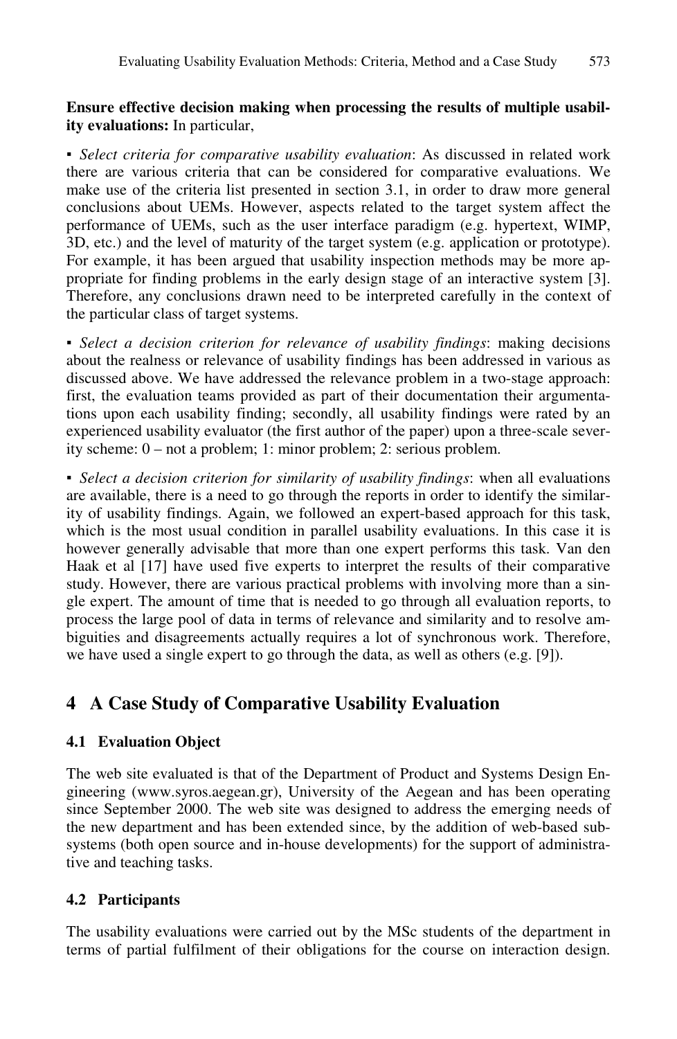**Ensure effective decision making when processing the results of multiple usability evaluations:** In particular,

▪ *Select criteria for comparative usability evaluation*: As discussed in related work there are various criteria that can be considered for comparative evaluations. We make use of the criteria list presented in section 3.1, in order to draw more general conclusions about UEMs. However, aspects related to the target system affect the performance of UEMs, such as the user interface paradigm (e.g. hypertext, WIMP, 3D, etc.) and the level of maturity of the target system (e.g. application or prototype). For example, it has been argued that usability inspection methods may be more appropriate for finding problems in the early design stage of an interactive system [3]. Therefore, any conclusions drawn need to be interpreted carefully in the context of the particular class of target systems.

▪ *Select a decision criterion for relevance of usability findings*: making decisions about the realness or relevance of usability findings has been addressed in various as discussed above. We have addressed the relevance problem in a two-stage approach: first, the evaluation teams provided as part of their documentation their argumentations upon each usability finding; secondly, all usability findings were rated by an experienced usability evaluator (the first author of the paper) upon a three-scale severity scheme: 0 – not a problem; 1: minor problem; 2: serious problem.

▪ *Select a decision criterion for similarity of usability findings*: when all evaluations are available, there is a need to go through the reports in order to identify the similarity of usability findings. Again, we followed an expert-based approach for this task, which is the most usual condition in parallel usability evaluations. In this case it is however generally advisable that more than one expert performs this task. Van den Haak et al [17] have used five experts to interpret the results of their comparative study. However, there are various practical problems with involving more than a single expert. The amount of time that is needed to go through all evaluation reports, to process the large pool of data in terms of relevance and similarity and to resolve ambiguities and disagreements actually requires a lot of synchronous work. Therefore, we have used a single expert to go through the data, as well as others (e.g. [9]).

## 4 A Case Study of Comparative Usability Evaluation

### 4.1 Evaluation Object

The web site evaluated is that of the Department of Product and Systems Design Engineering (www.syros.aegean.gr), University of the Aegean and has been operating since September 2000. The web site was designed to address the emerging needs of the new department and has been extended since, by the addition of web-based subsystems (both open source and in-house developments) for the support of administrative and teaching tasks.

### 4.2 Participants

The usability evaluations were carried out by the MSc students of the department in terms of partial fulfilment of their obligations for the course on interaction design.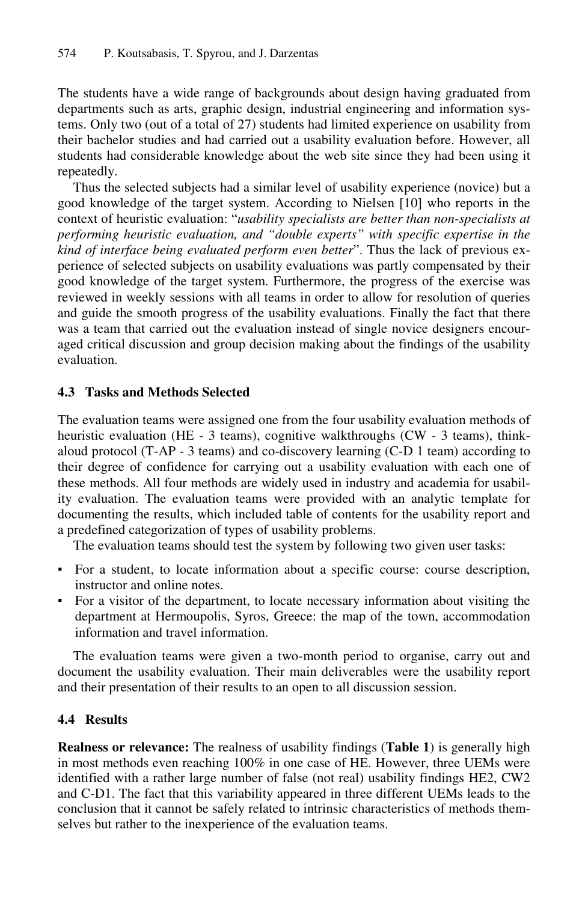The students have a wide range of backgrounds about design having graduated from departments such as arts, graphic design, industrial engineering and information systems. Only two (out of a total of 27) students had limited experience on usability from their bachelor studies and had carried out a usability evaluation before. However, all students had considerable knowledge about the web site since they had been using it repeatedly.

Thus the selected subjects had a similar level of usability experience (novice) but a good knowledge of the target system. According to Nielsen [10] who reports in the context of heuristic evaluation: "*usability specialists are better than non-specialists at performing heuristic evaluation, and "double experts" with specific expertise in the kind of interface being evaluated perform even better*". Thus the lack of previous experience of selected subjects on usability evaluations was partly compensated by their good knowledge of the target system. Furthermore, the progress of the exercise was reviewed in weekly sessions with all teams in order to allow for resolution of queries and guide the smooth progress of the usability evaluations. Finally the fact that there was a team that carried out the evaluation instead of single novice designers encouraged critical discussion and group decision making about the findings of the usability evaluation.

### 4.3 Tasks and Methods Selected

The evaluation teams were assigned one from the four usability evaluation methods of heuristic evaluation (HE - 3 teams), cognitive walkthroughs (CW - 3 teams), think-aloud protocol (T-AP - 3 teams) and co-discovery learning (C-D 1 team) according to their degree of confidence for carrying out a usability evaluation with each one of these methods. All four methods are widely used in industry and academia for usability evaluation. The evaluation teams were provided with an analytic template for documenting the results, which included table of contents for the usability report and a predefined categorization of types of usability problems.

The evaluation teams should test the system by following two given user tasks:

- For a student, to locate information about a specific course: course description, instructor and online notes.
- For a visitor of the department, to locate necessary information about visiting the department at Hermoupolis, Syros, Greece: the map of the town, accommodation information and travel information.

The evaluation teams were given a two-month period to organise, carry out and document the usability evaluation. Their main deliverables were the usability report and their presentation of their results to an open to all discussion session.

### 4.4 Results

**Realness or relevance:** The realness of usability findings (**Table 1**) is generally high in most methods even reaching 100% in one case of HE. However, three UEMs were identified with a rather large number of false (not real) usability findings HE2, CW2 and C-D1. The fact that this variability appeared in three different UEMs leads to the conclusion that it cannot be safely related to intrinsic characteristics of methods themselves but rather to the inexperience of the evaluation teams.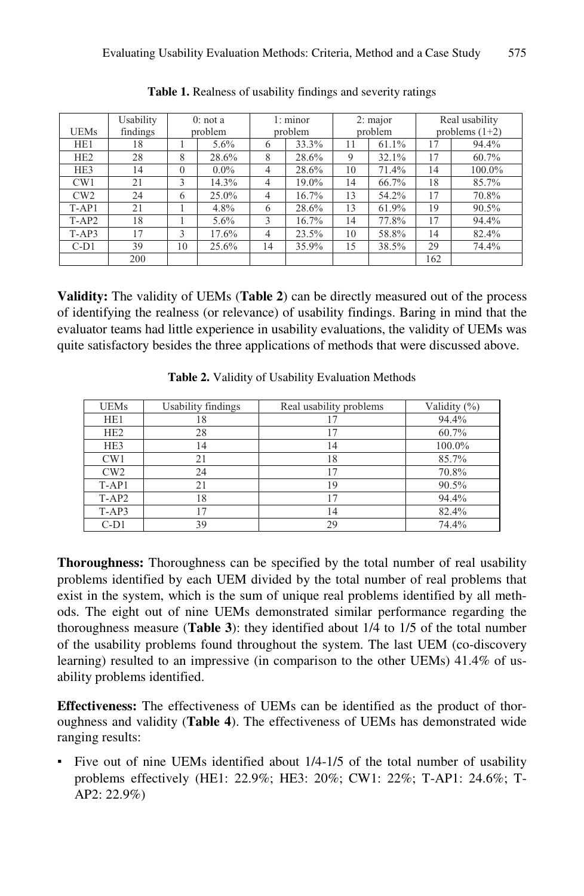**Table 1.** Realness of usability findings and severity ratings

| UEMs | Usability findings | 0: not a problem | | 1: minor problem | | 2: major problem | | Real usability problems (1+2) | |
|---|---|---|---|---|---|---|---|---|---|
| HE1 | 18 | 1 | 5.6% | 6 | 33.3% | 11 | 61.1% | 17 | 94.4% |
| HE2 | 28 | 8 | 28.6% | 8 | 28.6% | 9 | 32.1% | 17 | 60.7% |
| HE3 | 14 | 0 | 0.0% | 4 | 28.6% | 10 | 71.4% | 14 | 100.0% |
| CW1 | 21 | 3 | 14.3% | 4 | 19.0% | 14 | 66.7% | 18 | 85.7% |
| CW2 | 24 | 6 | 25.0% | 4 | 16.7% | 13 | 54.2% | 17 | 70.8% |
| T-AP1 | 21 | 1 | 4.8% | 6 | 28.6% | 13 | 61.9% | 19 | 90.5% |
| T-AP2 | 18 | 1 | 5.6% | 3 | 16.7% | 14 | 77.8% | 17 | 94.4% |
| T-AP3 | 17 | 3 | 17.6% | 4 | 23.5% | 10 | 58.8% | 14 | 82.4% |
| C-D1 | 39 | 10 | 25.6% | 14 | 35.9% | 15 | 38.5% | 29 | 74.4% |
| | 200 | | | | | | | 162 | |

**Validity:** The validity of UEMs (**Table 2**) can be directly measured out of the process of identifying the realness (or relevance) of usability findings. Baring in mind that the evaluator teams had little experience in usability evaluations, the validity of UEMs was quite satisfactory besides the three applications of methods that were discussed above.

**Table 2.** Validity of Usability Evaluation Methods

| UEMs | Usability findings | Real usability problems | Validity (%) |
|---|---|---|---|
| HE1 | 18 | 17 | 94.4% |
| HE2 | 28 | 17 | 60.7% |
| HE3 | 14 | 14 | 100.0% |
| CW1 | 21 | 18 | 85.7% |
| CW2 | 24 | 17 | 70.8% |
| T-AP1 | 21 | 19 | 90.5% |
| T-AP2 | 18 | 17 | 94.4% |
| T-AP3 | 17 | 14 | 82.4% |
| C-D1 | 39 | 29 | 74.4% |

**Thoroughness:** Thoroughness can be specified by the total number of real usability problems identified by each UEM divided by the total number of real problems that exist in the system, which is the sum of unique real problems identified by all methods. The eight out of nine UEMs demonstrated similar performance regarding the thoroughness measure (**Table 3**): they identified about 1/4 to 1/5 of the total number of the usability problems found throughout the system. The last UEM (co-discovery learning) resulted to an impressive (in comparison to the other UEMs) 41.4% of usability problems identified.

**Effectiveness:** The effectiveness of UEMs can be identified as the product of thoroughness and validity (**Table 4**). The effectiveness of UEMs has demonstrated wide ranging results:

- Five out of nine UEMs identified about 1/4-1/5 of the total number of usability problems effectively (HE1: 22.9%; HE3: 20%; CW1: 22%; T-AP1: 24.6%; T-AP2: 22.9%)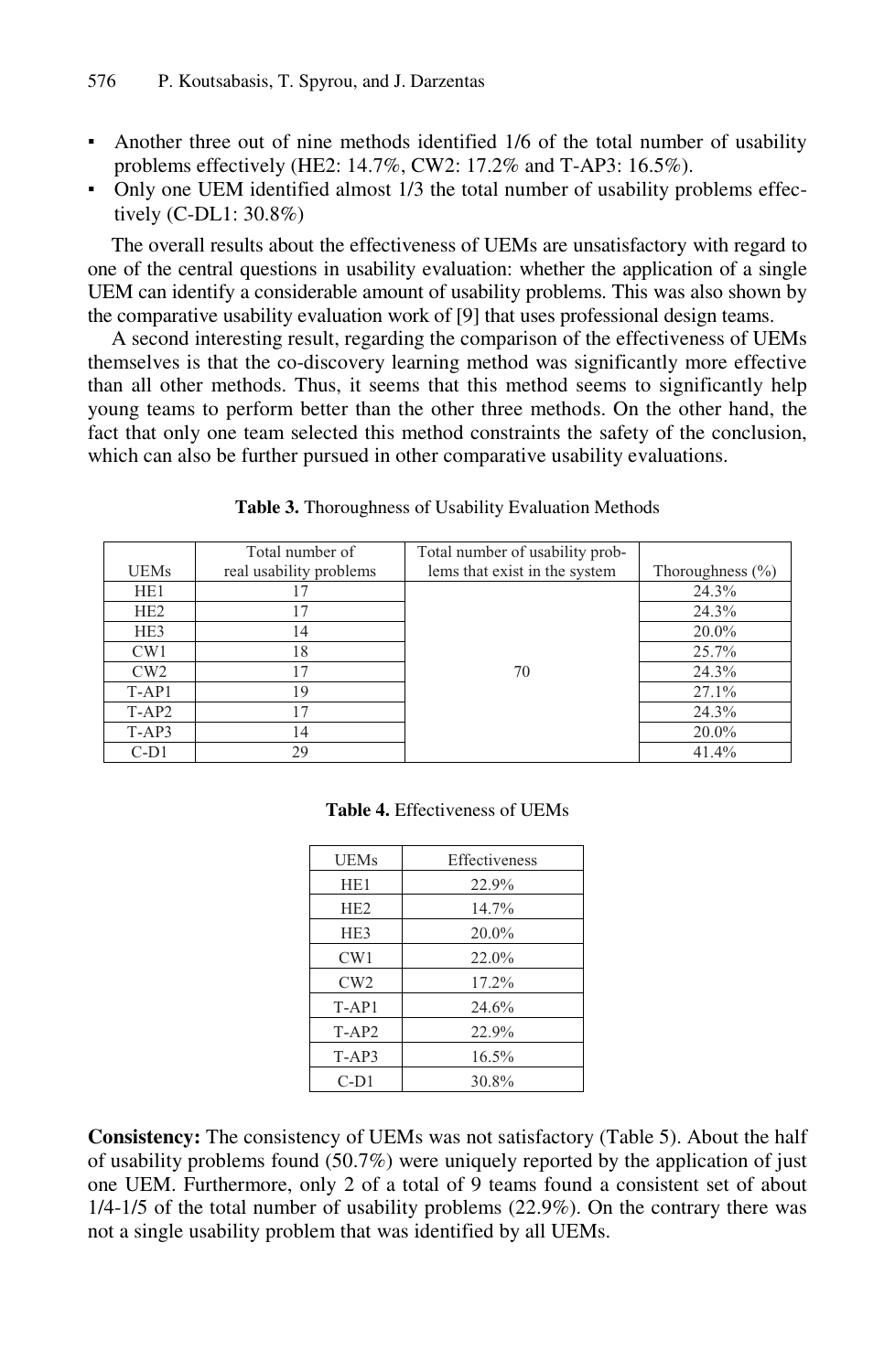- Another three out of nine methods identified 1/6 of the total number of usability problems effectively (HE2: 14.7%, CW2: 17.2% and T-AP3: 16.5%).
- Only one UEM identified almost 1/3 the total number of usability problems effectively (C-DL1: 30.8%)

The overall results about the effectiveness of UEMs are unsatisfactory with regard to one of the central questions in usability evaluation: whether the application of a single UEM can identify a considerable amount of usability problems. This was also shown by the comparative usability evaluation work of [9] that uses professional design teams.

A second interesting result, regarding the comparison of the effectiveness of UEMs themselves is that the co-discovery learning method was significantly more effective than all other methods. Thus, it seems that this method seems to significantly help young teams to perform better than the other three methods. On the other hand, the fact that only one team selected this method constraints the safety of the conclusion, which can also be further pursued in other comparative usability evaluations.

**Table 3.** Thoroughness of Usability Evaluation Methods

| UEMs | Total number of real usability problems | Total number of usability problems that exist in the system | Thoroughness (%) |
|---|---|---|---|
| HE1 | 17 | 70 | 24.3% |
| HE2 | 17 | | 24.3% |
| HE3 | 14 | | 20.0% |
| CW1 | 18 | | 25.7% |
| CW2 | 17 | | 24.3% |
| T-AP1 | 19 | | 27.1% |
| T-AP2 | 17 | | 24.3% |
| T-AP3 | 14 | | 20.0% |
| C-D1 | 29 | | 41.4% |

**Table 4.** Effectiveness of UEMs

| UEMs | Effectiveness |
|---|---|
| HE1 | 22.9% |
| HE2 | 14.7% |
| HE3 | 20.0% |
| CW1 | 22.0% |
| CW2 | 17.2% |
| T-AP1 | 24.6% |
| T-AP2 | 22.9% |
| T-AP3 | 16.5% |
| C-D1 | 30.8% |

**Consistency:** The consistency of UEMs was not satisfactory (Table 5). About the half of usability problems found (50.7%) were uniquely reported by the application of just one UEM. Furthermore, only 2 of a total of 9 teams found a consistent set of about 1/4-1/5 of the total number of usability problems (22.9%). On the contrary there was not a single usability problem that was identified by all UEMs.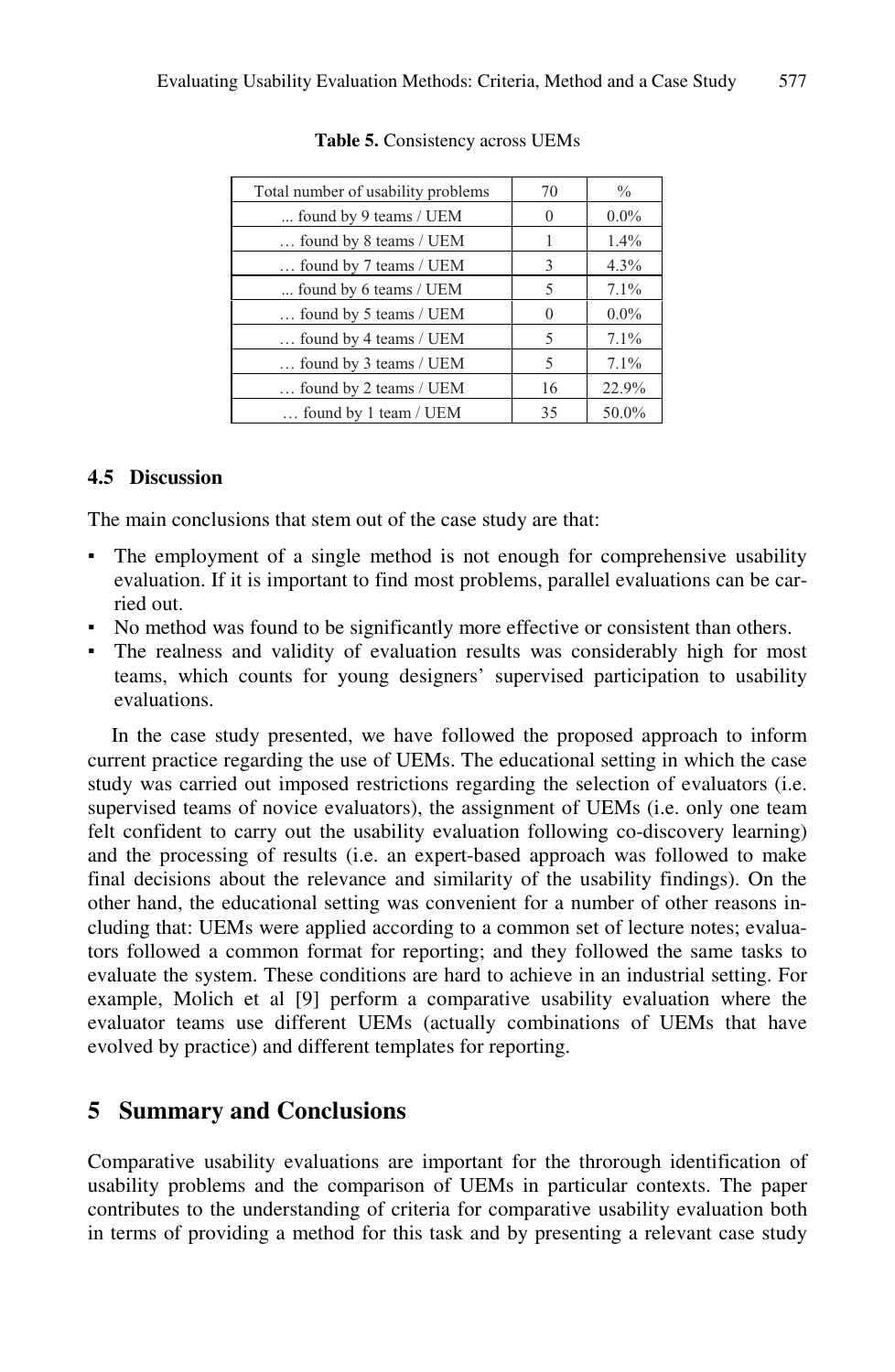**Table 5.** Consistency across UEMs

| Total number of usability problems | 70 | % |
|---|---|---|
| ... found by 9 teams / UEM | 0 | 0.0% |
| … found by 8 teams / UEM | 1 | 1.4% |
| … found by 7 teams / UEM | 3 | 4.3% |
| ... found by 6 teams / UEM | 5 | 7.1% |
| … found by 5 teams / UEM | 0 | 0.0% |
| … found by 4 teams / UEM | 5 | 7.1% |
| … found by 3 teams / UEM | 5 | 7.1% |
| … found by 2 teams / UEM | 16 | 22.9% |
| … found by 1 team / UEM | 35 | 50.0% |

### 4.5 Discussion

The main conclusions that stem out of the case study are that:

- The employment of a single method is not enough for comprehensive usability evaluation. If it is important to find most problems, parallel evaluations can be carried out.
- No method was found to be significantly more effective or consistent than others.
- The realness and validity of evaluation results was considerably high for most teams, which counts for young designers' supervised participation to usability evaluations.

In the case study presented, we have followed the proposed approach to inform current practice regarding the use of UEMs. The educational setting in which the case study was carried out imposed restrictions regarding the selection of evaluators (i.e. supervised teams of novice evaluators), the assignment of UEMs (i.e. only one team felt confident to carry out the usability evaluation following co-discovery learning) and the processing of results (i.e. an expert-based approach was followed to make final decisions about the relevance and similarity of the usability findings). On the other hand, the educational setting was convenient for a number of other reasons including that: UEMs were applied according to a common set of lecture notes; evaluators followed a common format for reporting; and they followed the same tasks to evaluate the system. These conditions are hard to achieve in an industrial setting. For example, Molich et al [9] perform a comparative usability evaluation where the evaluator teams use different UEMs (actually combinations of UEMs that have evolved by practice) and different templates for reporting.

## 5 Summary and Conclusions

Comparative usability evaluations are important for the throrough identification of usability problems and the comparison of UEMs in particular contexts. The paper contributes to the understanding of criteria for comparative usability evaluation both in terms of providing a method for this task and by presenting a relevant case study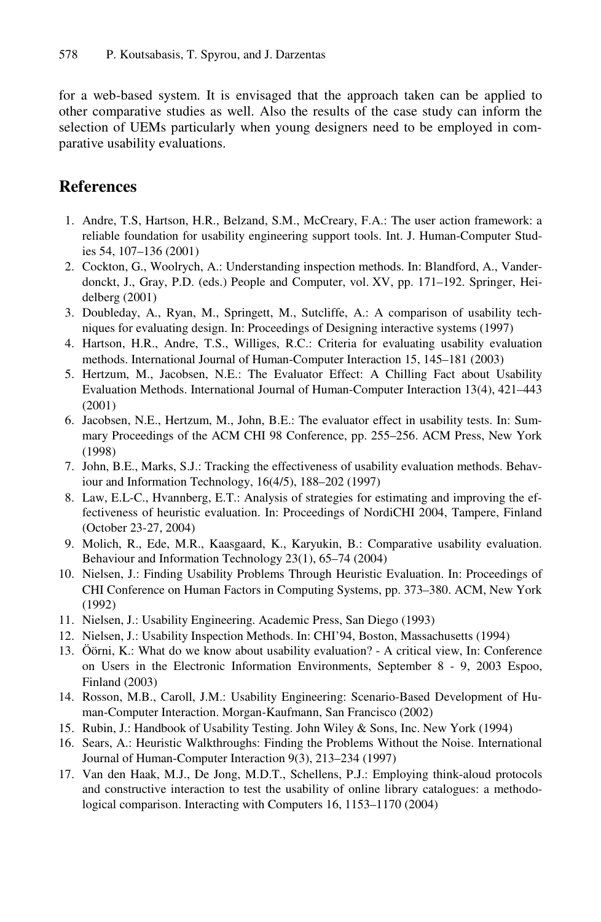for a web-based system. It is envisaged that the approach taken can be applied to other comparative studies as well. Also the results of the case study can inform the selection of UEMs particularly when young designers need to be employed in comparative usability evaluations.

## References

1. Andre, T.S, Hartson, H.R., Belzand, S.M., McCreary, F.A.: The user action framework: a reliable foundation for usability engineering support tools. Int. J. Human-Computer Studies 54, 107–136 (2001)
2. Cockton, G., Woolrych, A.: Understanding inspection methods. In: Blandford, A., Vanderdonckt, J., Gray, P.D. (eds.) People and Computer, vol. XV, pp. 171–192. Springer, Heidelberg (2001)
3. Doubleday, A., Ryan, M., Springett, M., Sutcliffe, A.: A comparison of usability techniques for evaluating design. In: Proceedings of Designing interactive systems (1997)
4. Hartson, H.R., Andre, T.S., Williges, R.C.: Criteria for evaluating usability evaluation methods. International Journal of Human-Computer Interaction 15, 145–181 (2003)
5. Hertzum, M., Jacobsen, N.E.: The Evaluator Effect: A Chilling Fact about Usability Evaluation Methods. International Journal of Human-Computer Interaction 13(4), 421–443 (2001)
6. Jacobsen, N.E., Hertzum, M., John, B.E.: The evaluator effect in usability tests. In: Summary Proceedings of the ACM CHI 98 Conference, pp. 255–256. ACM Press, New York (1998)
7. John, B.E., Marks, S.J.: Tracking the effectiveness of usability evaluation methods. Behaviour and Information Technology, 16(4/5), 188–202 (1997)
8. Law, E.L-C., Hvannberg, E.T.: Analysis of strategies for estimating and improving the effectiveness of heuristic evaluation. In: Proceedings of NordiCHI 2004, Tampere, Finland (October 23-27, 2004)
9. Molich, R., Ede, M.R., Kaasgaard, K., Karyukin, B.: Comparative usability evaluation. Behaviour and Information Technology 23(1), 65–74 (2004)
10. Nielsen, J.: Finding Usability Problems Through Heuristic Evaluation. In: Proceedings of CHI Conference on Human Factors in Computing Systems, pp. 373–380. ACM, New York (1992)
11. Nielsen, J.: Usability Engineering. Academic Press, San Diego (1993)
12. Nielsen, J.: Usability Inspection Methods. In: CHI'94, Boston, Massachusetts (1994)
13. Öörni, K.: What do we know about usability evaluation? - A critical view, In: Conference on Users in the Electronic Information Environments, September 8 - 9, 2003 Espoo, Finland (2003)
14. Rosson, M.B., Caroll, J.M.: Usability Engineering: Scenario-Based Development of Human-Computer Interaction. Morgan-Kaufmann, San Francisco (2002)
15. Rubin, J.: Handbook of Usability Testing. John Wiley & Sons, Inc. New York (1994)
16. Sears, A.: Heuristic Walkthroughs: Finding the Problems Without the Noise. International Journal of Human-Computer Interaction 9(3), 213–234 (1997)
17. Van den Haak, M.J., De Jong, M.D.T., Schellens, P.J.: Employing think-aloud protocols and constructive interaction to test the usability of online library catalogues: a methodological comparison. Interacting with Computers 16, 1153–1170 (2004)